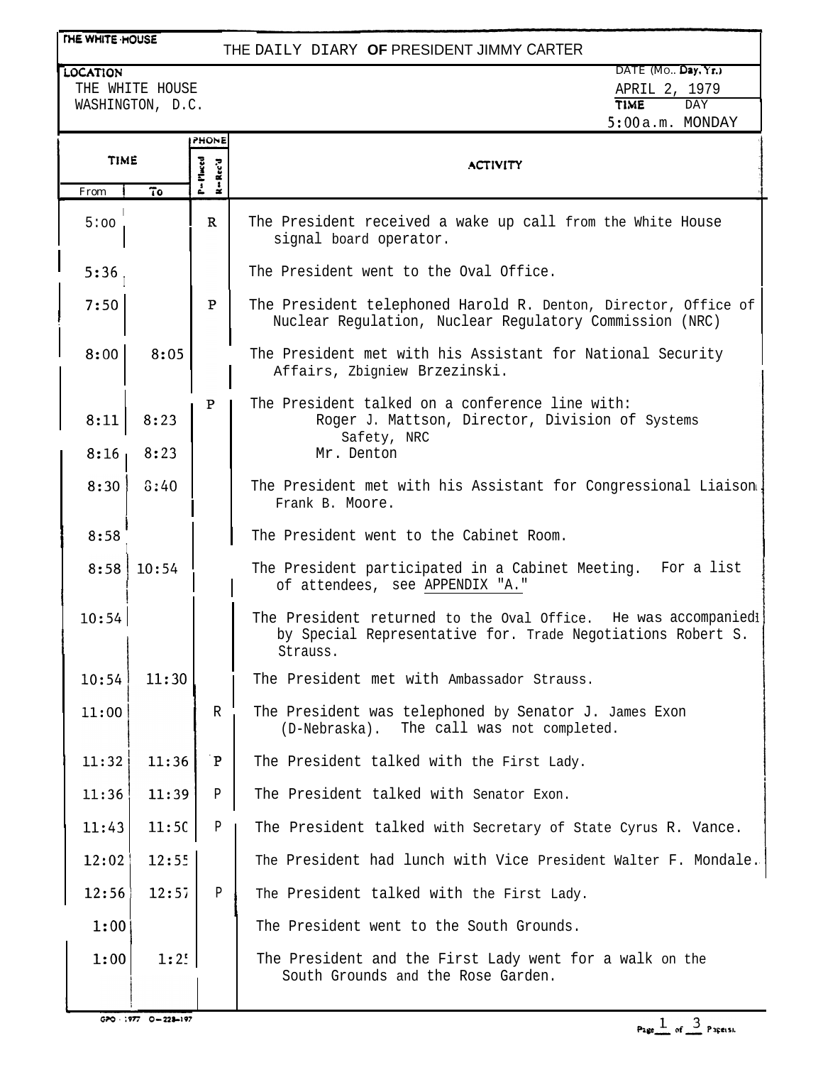THE WHITE HOUSE

# THE DAILY DIARY OF PRESIDENT JIMMY CARTER

LOCATION
THE WHITE HOUSE
WASHINGTON, D.C.

DATE (Mo., Day, Yr.)
APRIL 2, 1979

TIME DAY
5:00 a.m. MONDAY

| TIME From | TIME To | PHONE P=Placed R=Rec'd | ACTIVITY |
|---|---|---|---|
| 5:00 | | R | The President received a wake up call from the White House signal board operator. |
| 5:36 | | | The President went to the Oval Office. |
| 7:50 | | P | The President telephoned Harold R. Denton, Director, Office of Nuclear Regulation, Nuclear Regulatory Commission (NRC) |
| 8:00 | 8:05 | | The President met with his Assistant for National Security Affairs, Zbigniew Brzezinski. |
| | | P | The President talked on a conference line with: |
| 8:11 | 8:23 | | Roger J. Mattson, Director, Division of Systems Safety, NRC |
| 8:16 | 8:23 | | Mr. Denton |
| 8:30 | 8:40 | | The President met with his Assistant for Congressional Liaison, Frank B. Moore. |
| 8:58 | | | The President went to the Cabinet Room. |
| 8:58 | 10:54 | | The President participated in a Cabinet Meeting. For a list of attendees, see APPENDIX "A." |
| 10:54 | | | The President returned to the Oval Office. He was accompanied by Special Representative for. Trade Negotiations Robert S. Strauss. |
| 10:54 | 11:30 | | The President met with Ambassador Strauss. |
| 11:00 | | R | The President was telephoned by Senator J. James Exon (D-Nebraska). The call was not completed. |
| 11:32 | 11:36 | P | The President talked with the First Lady. |
| 11:36 | 11:39 | P | The President talked with Senator Exon. |
| 11:43 | 11:50 | P | The President talked with Secretary of State Cyrus R. Vance. |
| 12:02 | 12:55 | | The President had lunch with Vice President Walter F. Mondale. |
| 12:56 | 12:57 | P | The President talked with the First Lady. |
| 1:00 | | | The President went to the South Grounds. |
| 1:00 | 1:25 | | The President and the First Lady went for a walk on the South Grounds and the Rose Garden. |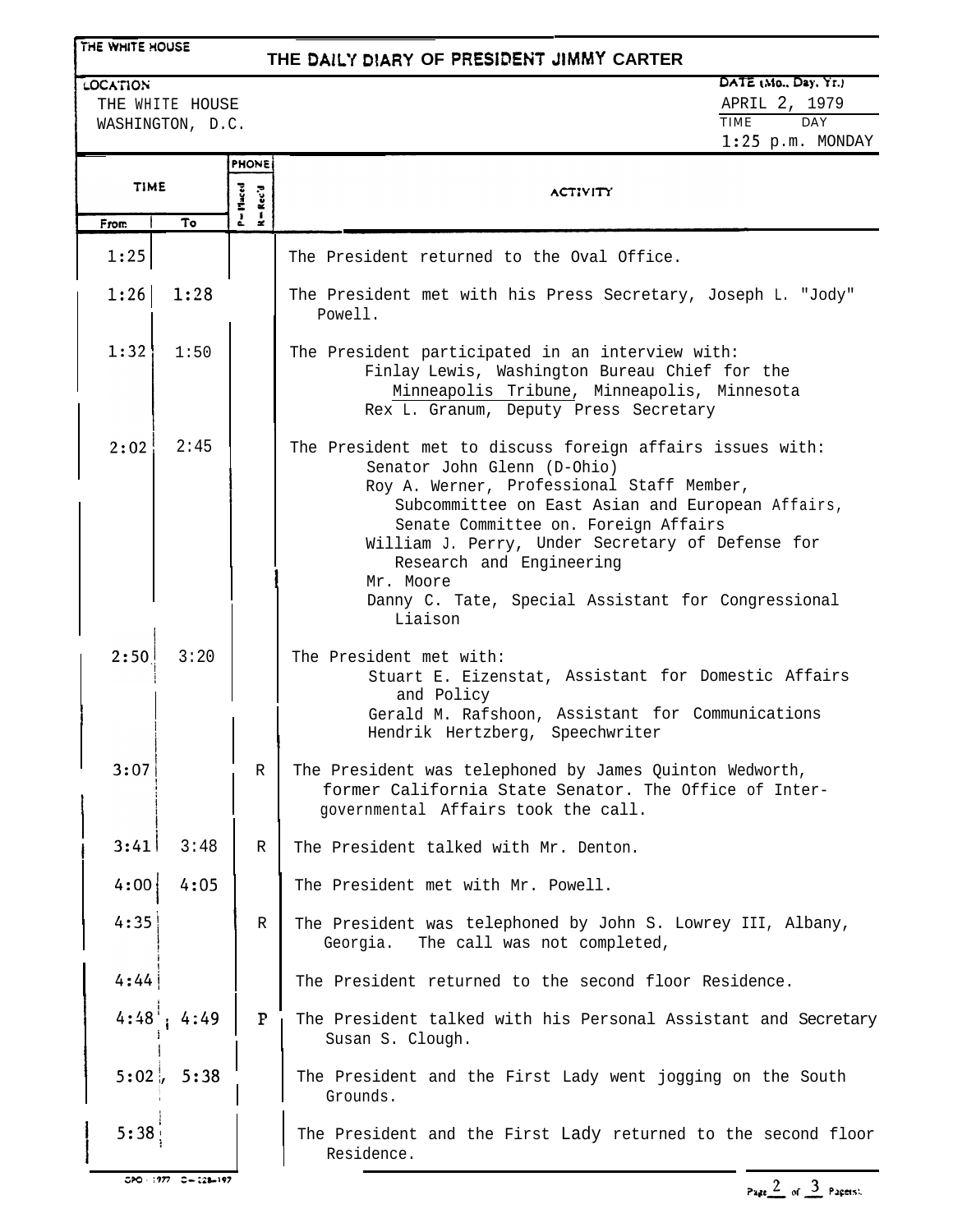THE WHITE HOUSE

# THE DAILY DIARY OF PRESIDENT JIMMY CARTER

LOCATION
THE WHITE HOUSE
WASHINGTON, D.C.

DATE (Mo., Day, Yr.)
APRIL 2, 1979
TIME DAY
1:25 p.m. MONDAY

| TIME From | TIME To | PHONE P=Placed R=Rec'd | ACTIVITY |
|---|---|---|---|
| 1:25 | | | The President returned to the Oval Office. |
| 1:26 | 1:28 | | The President met with his Press Secretary, Joseph L. "Jody" Powell. |
| 1:32 | 1:50 | | The President participated in an interview with: Finlay Lewis, Washington Bureau Chief for the Minneapolis Tribune, Minneapolis, Minnesota; Rex L. Granum, Deputy Press Secretary |
| 2:02 | 2:45 | | The President met to discuss foreign affairs issues with: Senator John Glenn (D-Ohio); Roy A. Werner, Professional Staff Member, Subcommittee on East Asian and European Affairs, Senate Committee on. Foreign Affairs; William J. Perry, Under Secretary of Defense for Research and Engineering; Mr. Moore; Danny C. Tate, Special Assistant for Congressional Liaison |
| 2:50 | 3:20 | | The President met with: Stuart E. Eizenstat, Assistant for Domestic Affairs and Policy; Gerald M. Rafshoon, Assistant for Communications; Hendrik Hertzberg, Speechwriter |
| 3:07 | | R | The President was telephoned by James Quinton Wedworth, former California State Senator. The Office of Intergovernmental Affairs took the call. |
| 3:41 | 3:48 | R | The President talked with Mr. Denton. |
| 4:00 | 4:05 | | The President met with Mr. Powell. |
| 4:35 | | R | The President was telephoned by John S. Lowrey III, Albany, Georgia. The call was not completed, |
| 4:44 | | | The President returned to the second floor Residence. |
| 4:48 | 4:49 | P | The President talked with his Personal Assistant and Secretary Susan S. Clough. |
| 5:02 | 5:38 | | The President and the First Lady went jogging on the South Grounds. |
| 5:38 | | | The President and the First Lady returned to the second floor Residence. |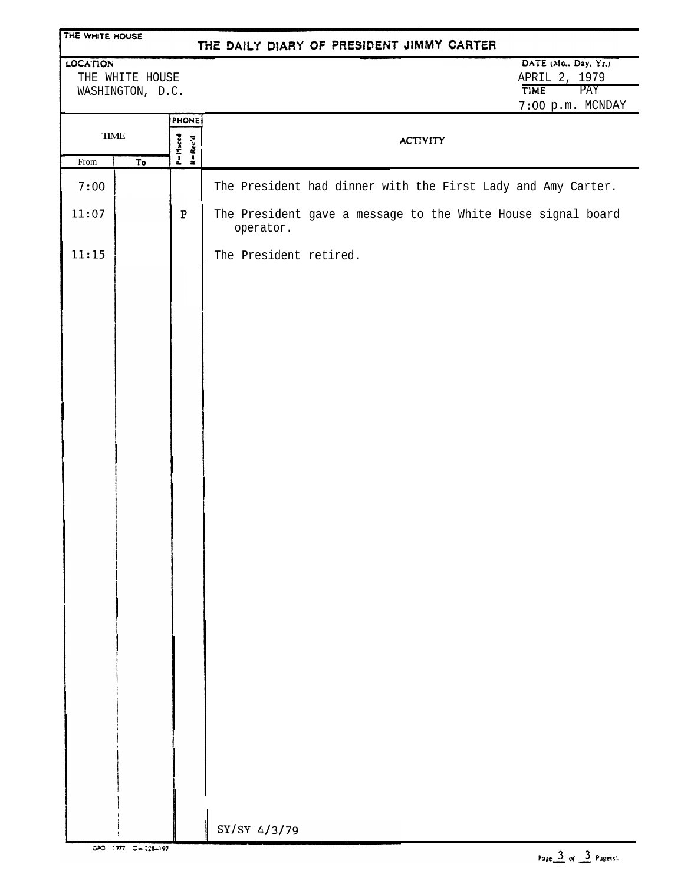THE WHITE HOUSE

# THE DAILY DIARY OF PRESIDENT JIMMY CARTER

| LOCATION | DATE (Mo., Day, Yr.) |
|---|---|
| THE WHITE HOUSE<br>WASHINGTON, D.C. | APRIL 2, 1979 |
| | TIME DAY<br>7:00 p.m. MCNDAY |

| TIME From | TIME To | PHONE (P=Placed, R=Rec'd) | ACTIVITY |
|---|---|---|---|
| 7:00 | | | The President had dinner with the First Lady and Amy Carter. |
| 11:07 | | P | The President gave a message to the White House signal board operator. |
| 11:15 | | | The President retired. |

SY/SY 4/3/79

GPO 1977 O-228-197